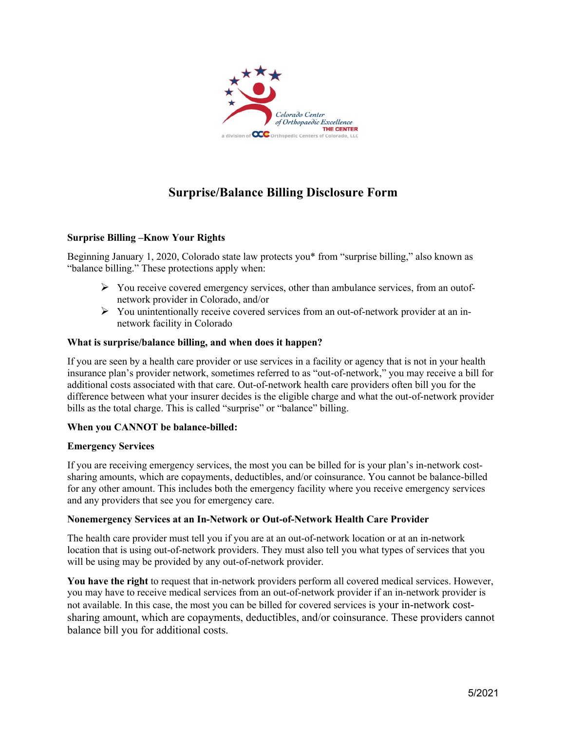Colorado Center of Orthopaedic Excellence
THE CENTER
a division of OCC Orthopedic Centers of Colorado, LLC

# Surprise/Balance Billing Disclosure Form

**Surprise Billing –Know Your Rights**

Beginning January 1, 2020, Colorado state law protects you* from "surprise billing," also known as "balance billing." These protections apply when:

- You receive covered emergency services, other than ambulance services, from an outof-network provider in Colorado, and/or
- You unintentionally receive covered services from an out-of-network provider at an in-network facility in Colorado

**What is surprise/balance billing, and when does it happen?**

If you are seen by a health care provider or use services in a facility or agency that is not in your health insurance plan's provider network, sometimes referred to as "out-of-network," you may receive a bill for additional costs associated with that care. Out-of-network health care providers often bill you for the difference between what your insurer decides is the eligible charge and what the out-of-network provider bills as the total charge. This is called "surprise" or "balance" billing.

**When you CANNOT be balance-billed:**

**Emergency Services**

If you are receiving emergency services, the most you can be billed for is your plan's in-network cost-sharing amounts, which are copayments, deductibles, and/or coinsurance. You cannot be balance-billed for any other amount. This includes both the emergency facility where you receive emergency services and any providers that see you for emergency care.

**Nonemergency Services at an In-Network or Out-of-Network Health Care Provider**

The health care provider must tell you if you are at an out-of-network location or at an in-network location that is using out-of-network providers. They must also tell you what types of services that you will be using may be provided by any out-of-network provider.

**You have the right** to request that in-network providers perform all covered medical services. However, you may have to receive medical services from an out-of-network provider if an in-network provider is not available. In this case, the most you can be billed for covered services is your in-network cost-sharing amount, which are copayments, deductibles, and/or coinsurance. These providers cannot balance bill you for additional costs.

5/2021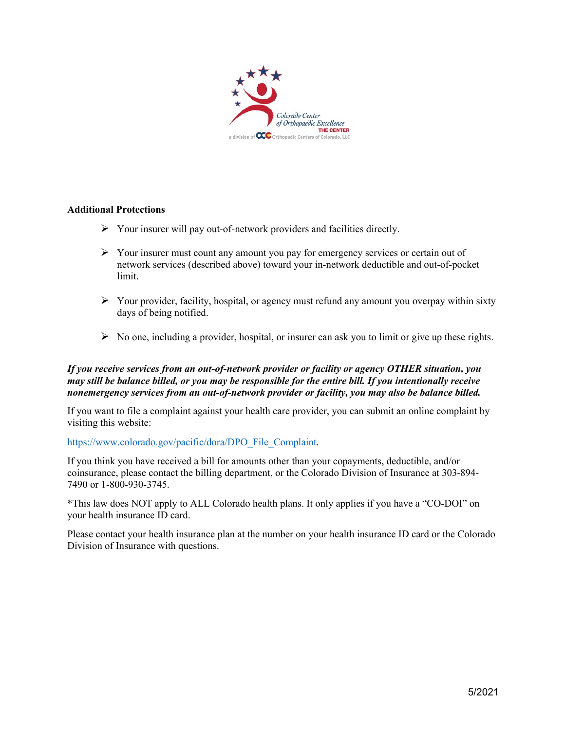**Additional Protections**

- Your insurer will pay out-of-network providers and facilities directly.
- Your insurer must count any amount you pay for emergency services or certain out of network services (described above) toward your in-network deductible and out-of-pocket limit.
- Your provider, facility, hospital, or agency must refund any amount you overpay within sixty days of being notified.
- No one, including a provider, hospital, or insurer can ask you to limit or give up these rights.

***If you receive services from an out-of-network provider or facility or agency OTHER situation, you may still be balance billed, or you may be responsible for the entire bill. If you intentionally receive nonemergency services from an out-of-network provider or facility, you may also be balance billed.***

If you want to file a complaint against your health care provider, you can submit an online complaint by visiting this website:

https://www.colorado.gov/pacific/dora/DPO_File_Complaint.

If you think you have received a bill for amounts other than your copayments, deductible, and/or coinsurance, please contact the billing department, or the Colorado Division of Insurance at 303-894-7490 or 1-800-930-3745.

*This law does NOT apply to ALL Colorado health plans. It only applies if you have a "CO-DOI" on your health insurance ID card.

Please contact your health insurance plan at the number on your health insurance ID card or the Colorado Division of Insurance with questions.

5/2021